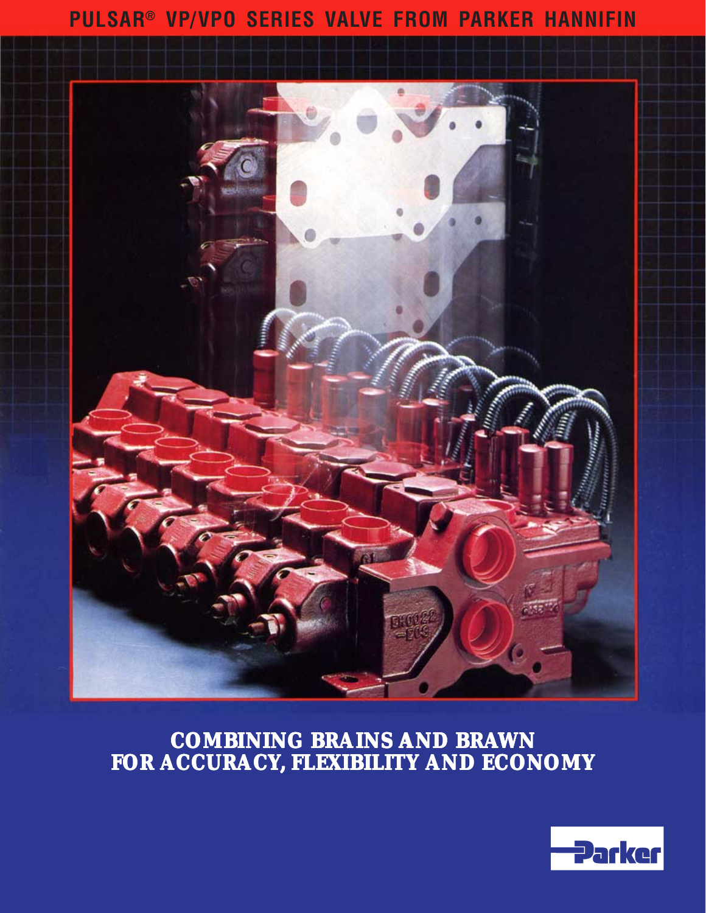# PULSAR® VP/VPO SERIES VALVE FROM PARKER HANNIFIN

## COMBINING BRAINS AND BRAWN FOR ACCURACY, FLEXIBILITY AND ECONOMY

Parker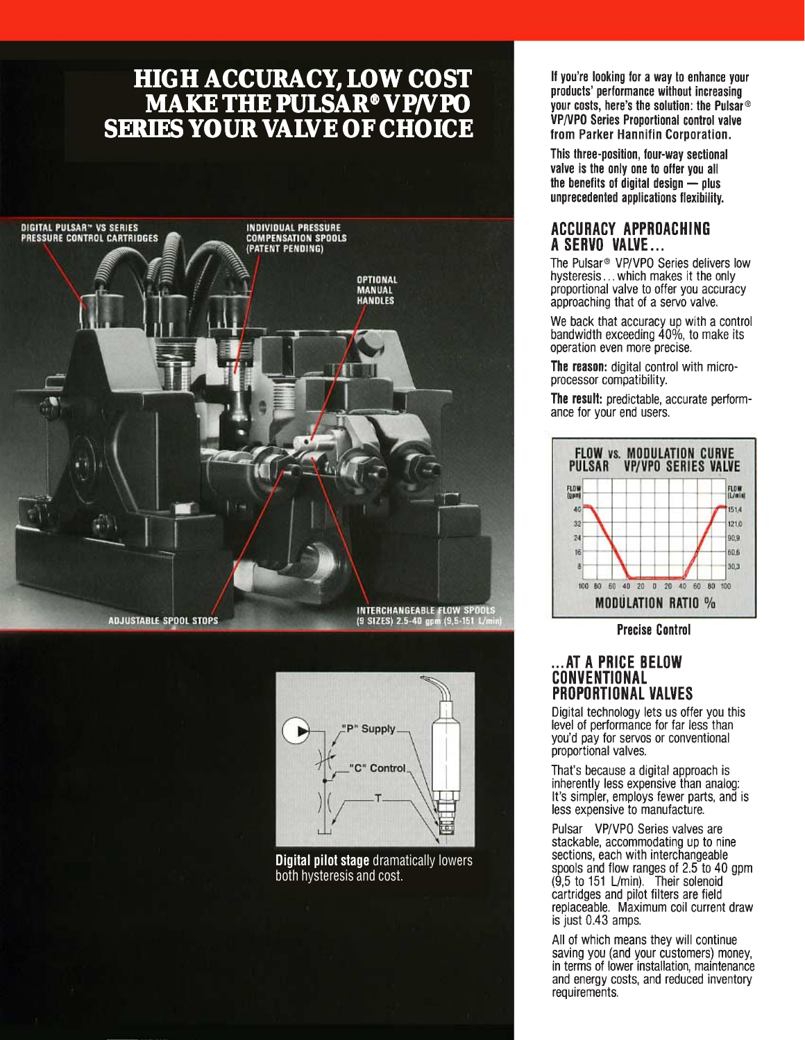# HIGH ACCURACY, LOW COST MAKE THE PULSAR® VP/VPO SERIES YOUR VALVE OF CHOICE

DIGITAL PULSAR™ VS SERIES PRESSURE CONTROL CARTRIDGES

INDIVIDUAL PRESSURE COMPENSATION SPOOLS (PATENT PENDING)

OPTIONAL MANUAL HANDLES

ADJUSTABLE SPOOL STOPS

INTERCHANGEABLE FLOW SPOOLS (9 SIZES) 2.5-40 gpm (9,5-151 L/min)

"P" Supply

"C" Control

T

**Digital pilot stage** dramatically lowers both hysteresis and cost.

**If you're looking for a way to enhance your products' performance without increasing your costs, here's the solution: the Pulsar® VP/VPO Series Proportional control valve from Parker Hannifin Corporation.**

**This three-position, four-way sectional valve is the only one to offer you all the benefits of digital design — plus unprecedented applications flexibility.**

## ACCURACY APPROACHING A SERVO VALVE...

The Pulsar® VP/VPO Series delivers low hysteresis... which makes it the only proportional valve to offer you accuracy approaching that of a servo valve.

We back that accuracy up with a control bandwidth exceeding 40%, to make its operation even more precise.

**The reason:** digital control with microprocessor compatibility.

**The result:** predictable, accurate performance for your end users.

FLOW vs. MODULATION CURVE PULSAR VP/VPO SERIES VALVE

FLOW (gpm): 40, 32, 24, 16, 8

FLOW (L/min): 151,4, 121,0, 90,9, 60,6, 30,3

100 80 60 40 20 0 20 40 60 80 100

MODULATION RATIO %

**Precise Control**

## ...AT A PRICE BELOW CONVENTIONAL PROPORTIONAL VALVES

Digital technology lets us offer you this level of performance for far less than you'd pay for servos or conventional proportional valves.

That's because a digital approach is inherently less expensive than analog: It's simpler, employs fewer parts, and is less expensive to manufacture.

Pulsar VP/VPO Series valves are stackable, accommodating up to nine sections, each with interchangeable spools and flow ranges of 2.5 to 40 gpm (9,5 to 151 L/min). Their solenoid cartridges and pilot filters are field replaceable. Maximum coil current draw is just 0.43 amps.

All of which means they will continue saving you (and your customers) money, in terms of lower installation, maintenance and energy costs, and reduced inventory requirements.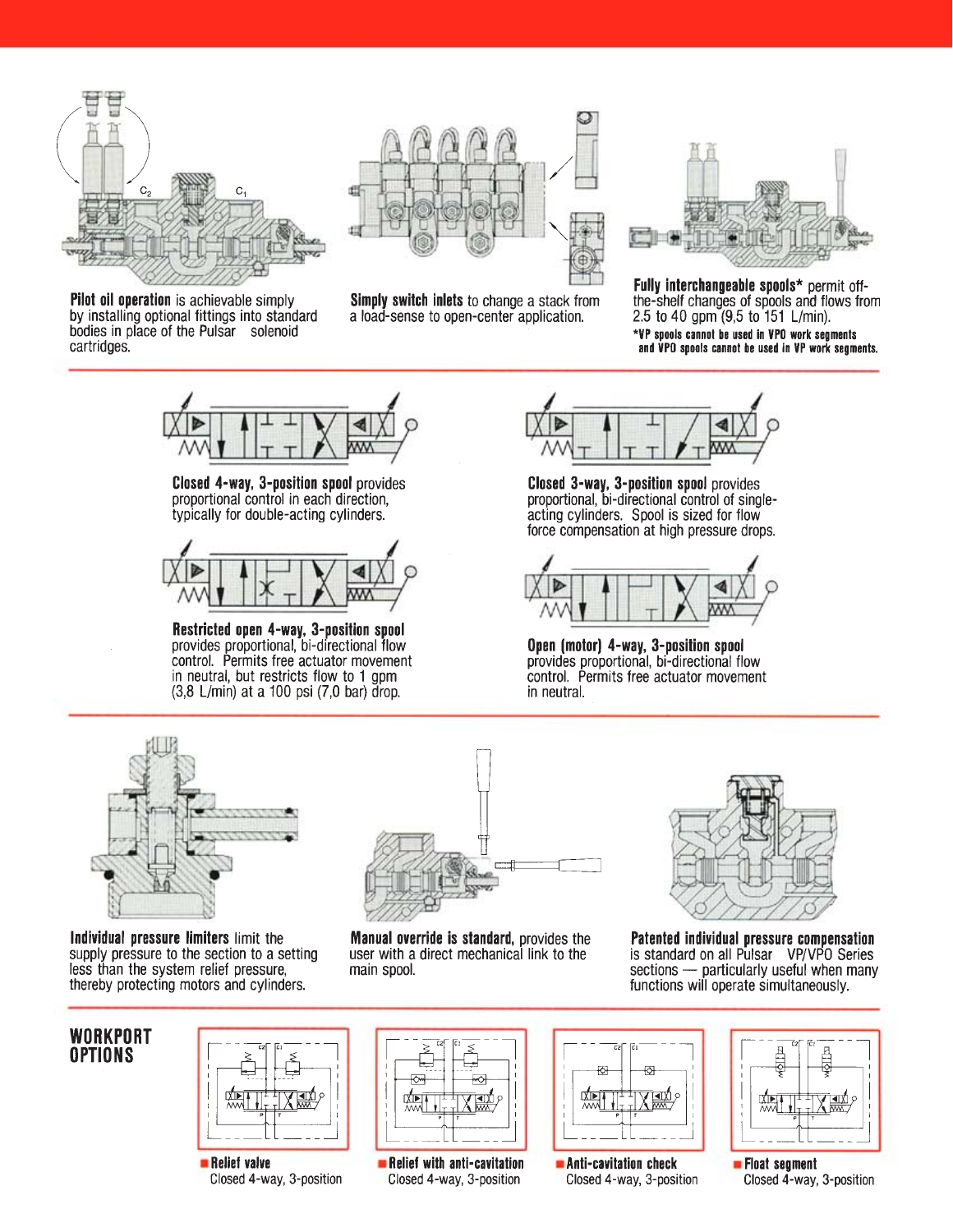**Pilot oil operation** is achievable simply by installing optional fittings into standard bodies in place of the Pulsar solenoid cartridges.

**Simply switch inlets** to change a stack from a load-sense to open-center application.

**Fully interchangeable spools*** permit off-the-shelf changes of spools and flows from 2.5 to 40 gpm (9,5 to 151 L/min).

***VP spools cannot be used in VPO work segments and VPO spools cannot be used in VP work segments.**

---

**Closed 4-way, 3-position spool** provides proportional control in each direction, typically for double-acting cylinders.

**Closed 3-way, 3-position spool** provides proportional, bi-directional control of single-acting cylinders. Spool is sized for flow force compensation at high pressure drops.

**Restricted open 4-way, 3-position spool** provides proportional, bi-directional flow control. Permits free actuator movement in neutral, but restricts flow to 1 gpm (3,8 L/min) at a 100 psi (7,0 bar) drop.

**Open (motor) 4-way, 3-position spool** provides proportional, bi-directional flow control. Permits free actuator movement in neutral.

---

**Individual pressure limiters** limit the supply pressure to the section to a setting less than the system relief pressure, thereby protecting motors and cylinders.

**Manual override is standard,** provides the user with a direct mechanical link to the main spool.

**Patented individual pressure compensation** is standard on all Pulsar VP/VPO Series sections — particularly useful when many functions will operate simultaneously.

---

## WORKPORT OPTIONS

- **Relief valve**
  Closed 4-way, 3-position
- **Relief with anti-cavitation**
  Closed 4-way, 3-position
- **Anti-cavitation check**
  Closed 4-way, 3-position
- **Float segment**
  Closed 4-way, 3-position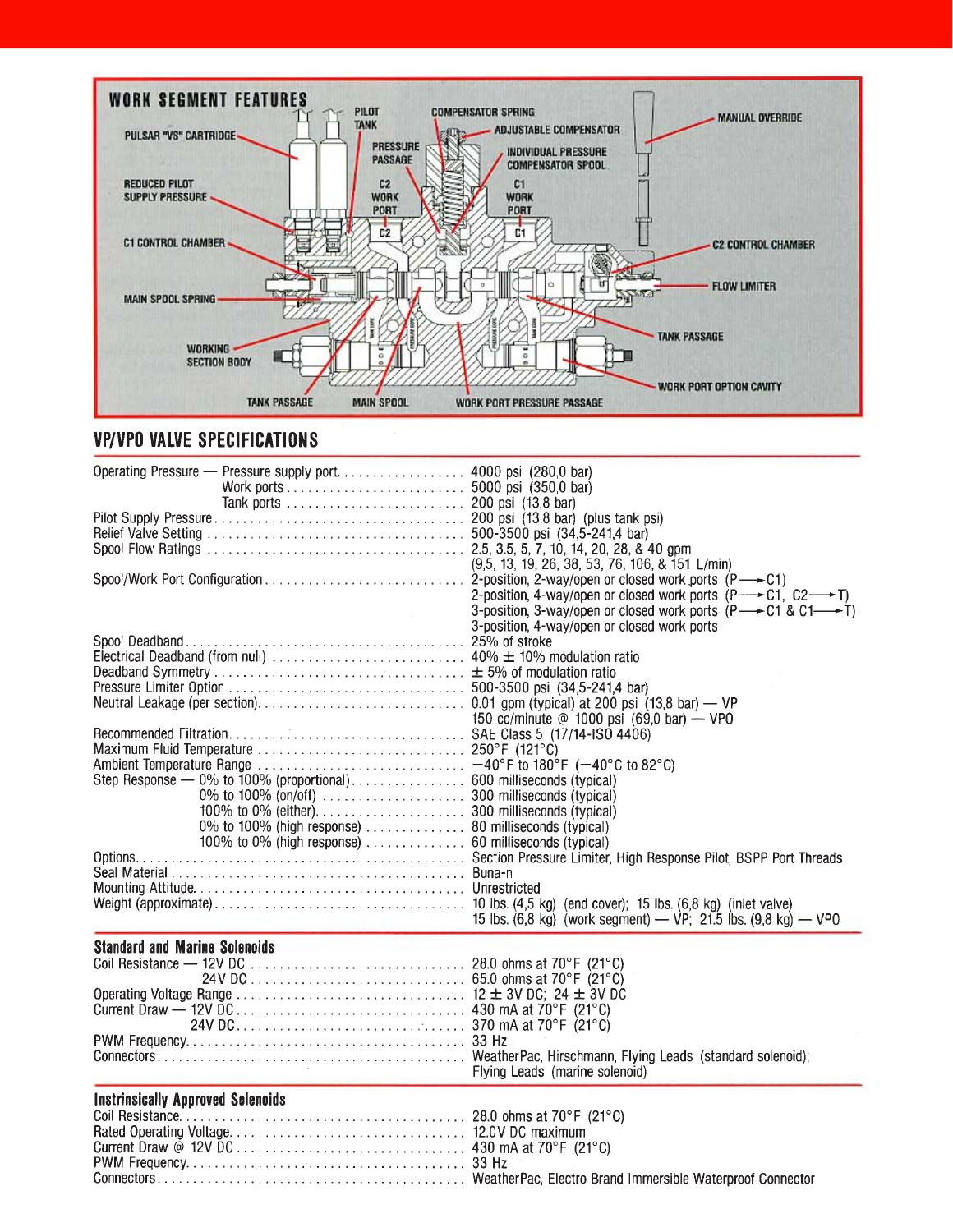## WORK SEGMENT FEATURES

PULSAR "VS" CARTRIDGE — PILOT TANK — COMPENSATOR SPRING — ADJUSTABLE COMPENSATOR — MANUAL OVERRIDE — PRESSURE PASSAGE — INDIVIDUAL PRESSURE COMPENSATOR SPOOL — REDUCED PILOT SUPPLY PRESSURE — C2 WORK PORT — C1 WORK PORT — C1 CONTROL CHAMBER — C2 CONTROL CHAMBER — FLOW LIMITER — MAIN SPOOL SPRING — TANK PASSAGE — WORKING SECTION BODY — WORK PORT OPTION CAVITY — TANK PASSAGE — MAIN SPOOL — WORK PORT PRESSURE PASSAGE

## VP/VPO VALVE SPECIFICATIONS

| | |
|---|---|
| Operating Pressure — Pressure supply port | 4000 psi (280,0 bar) |
| Work ports | 5000 psi (350,0 bar) |
| Tank ports | 200 psi (13,8 bar) |
| Pilot Supply Pressure | 200 psi (13,8 bar) (plus tank psi) |
| Relief Valve Setting | 500-3500 psi (34,5-241,4 bar) |
| Spool Flow Ratings | 2.5, 3.5, 5, 7, 10, 14, 20, 28, & 40 gpm (9,5, 13, 19, 26, 38, 53, 76, 106, & 151 L/min) |
| Spool/Work Port Configuration | 2-position, 2-way/open or closed work ports (P ⟶ C1)<br>2-position, 4-way/open or closed work ports (P ⟶ C1, C2 ⟶ T)<br>3-position, 3-way/open or closed work ports (P ⟶ C1 & C1 ⟶ T)<br>3-position, 4-way/open or closed work ports |
| Spool Deadband | 25% of stroke |
| Electrical Deadband (from null) | 40% ± 10% modulation ratio |
| Deadband Symmetry | ± 5% of modulation ratio |
| Pressure Limiter Option | 500-3500 psi (34,5-241,4 bar) |
| Neutral Leakage (per section) | 0.01 gpm (typical) at 200 psi (13,8 bar) — VP<br>150 cc/minute @ 1000 psi (69,0 bar) — VPO |
| Recommended Filtration | SAE Class 5 (17/14-ISO 4406) |
| Maximum Fluid Temperature | 250°F (121°C) |
| Ambient Temperature Range | −40°F to 180°F (−40°C to 82°C) |
| Step Response — 0% to 100% (proportional) | 600 milliseconds (typical) |
| 0% to 100% (on/off) | 300 milliseconds (typical) |
| 100% to 0% (either) | 300 milliseconds (typical) |
| 0% to 100% (high response) | 80 milliseconds (typical) |
| 100% to 0% (high response) | 60 milliseconds (typical) |
| Options | Section Pressure Limiter, High Response Pilot, BSPP Port Threads |
| Seal Material | Buna-n |
| Mounting Attitude | Unrestricted |
| Weight (approximate) | 10 lbs. (4,5 kg) (end cover); 15 lbs. (6,8 kg) (inlet valve)<br>15 lbs. (6,8 kg) (work segment) — VP; 21.5 lbs. (9,8 kg) — VPO |

### Standard and Marine Solenoids

| | |
|---|---|
| Coil Resistance — 12V DC | 28.0 ohms at 70°F (21°C) |
| 24V DC | 65.0 ohms at 70°F (21°C) |
| Operating Voltage Range | 12 ± 3V DC; 24 ± 3V DC |
| Current Draw — 12V DC | 430 mA at 70°F (21°C) |
| 24V DC | 370 mA at 70°F (21°C) |
| PWM Frequency | 33 Hz |
| Connectors | WeatherPac, Hirschmann, Flying Leads (standard solenoid); Flying Leads (marine solenoid) |

### Instrinsically Approved Solenoids

| | |
|---|---|
| Coil Resistance | 28.0 ohms at 70°F (21°C) |
| Rated Operating Voltage | 12.0V DC maximum |
| Current Draw @ 12V DC | 430 mA at 70°F (21°C) |
| PWM Frequency | 33 Hz |
| Connectors | WeatherPac, Electro Brand Immersible Waterproof Connector |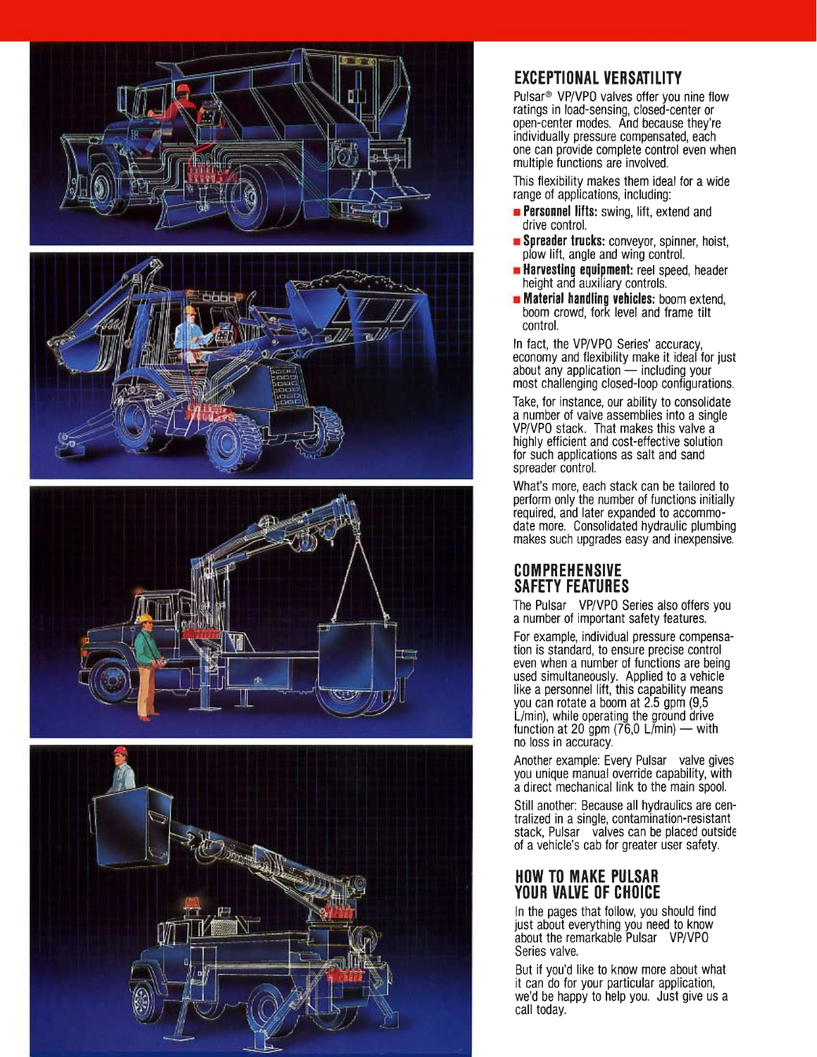## EXCEPTIONAL VERSATILITY

Pulsar® VP/VPO valves offer you nine flow ratings in load-sensing, closed-center or open-center modes. And because they're individually pressure compensated, each one can provide complete control even when multiple functions are involved.

This flexibility makes them ideal for a wide range of applications, including:

- **Personnel lifts:** swing, lift, extend and drive control.
- **Spreader trucks:** conveyor, spinner, hoist, plow lift, angle and wing control.
- **Harvesting equipment:** reel speed, header height and auxiliary controls.
- **Material handling vehicles:** boom extend, boom crowd, fork level and frame tilt control.

In fact, the VP/VPO Series' accuracy, economy and flexibility make it ideal for just about any application — including your most challenging closed-loop configurations.

Take, for instance, our ability to consolidate a number of valve assemblies into a single VP/VPO stack. That makes this valve a highly efficient and cost-effective solution for such applications as salt and sand spreader control.

What's more, each stack can be tailored to perform only the number of functions initially required, and later expanded to accommodate more. Consolidated hydraulic plumbing makes such upgrades easy and inexpensive.

## COMPREHENSIVE SAFETY FEATURES

The Pulsar VP/VPO Series also offers you a number of important safety features.

For example, individual pressure compensation is standard, to ensure precise control even when a number of functions are being used simultaneously. Applied to a vehicle like a personnel lift, this capability means you can rotate a boom at 2.5 gpm (9,5 L/min), while operating the ground drive function at 20 gpm (76,0 L/min) — with no loss in accuracy.

Another example: Every Pulsar valve gives you unique manual override capability, with a direct mechanical link to the main spool.

Still another: Because all hydraulics are centralized in a single, contamination-resistant stack, Pulsar valves can be placed outside of a vehicle's cab for greater user safety.

## HOW TO MAKE PULSAR YOUR VALVE OF CHOICE

In the pages that follow, you should find just about everything you need to know about the remarkable Pulsar VP/VPO Series valve.

But if you'd like to know more about what it can do for your particular application, we'd be happy to help you. Just give us a call today.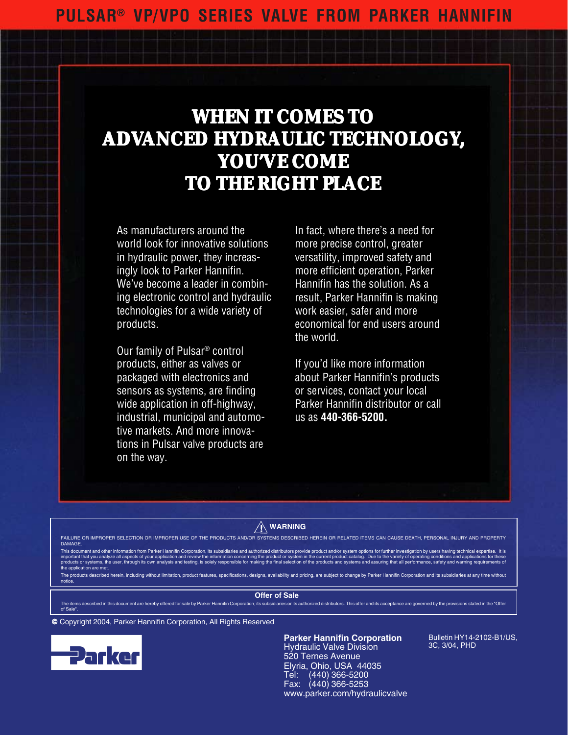# PULSAR® VP/VPO SERIES VALVE FROM PARKER HANNIFIN

## WHEN IT COMES TO ADVANCED HYDRAULIC TECHNOLOGY, YOU'VE COME TO THE RIGHT PLACE

As manufacturers around the world look for innovative solutions in hydraulic power, they increasingly look to Parker Hannifin. We've become a leader in combining electronic control and hydraulic technologies for a wide variety of products.

Our family of Pulsar® control products, either as valves or packaged with electronics and sensors as systems, are finding wide application in off-highway, industrial, municipal and automotive markets. And more innovations in Pulsar valve products are on the way.

In fact, where there's a need for more precise control, greater versatility, improved safety and more efficient operation, Parker Hannifin has the solution. As a result, Parker Hannifin is making work easier, safer and more economical for end users around the world.

If you'd like more information about Parker Hannifin's products or services, contact your local Parker Hannifin distributor or call us as **440-366-5200.**

**WARNING**

FAILURE OR IMPROPER SELECTION OR IMPROPER USE OF THE PRODUCTS AND/OR SYSTEMS DESCRIBED HEREIN OR RELATED ITEMS CAN CAUSE DEATH, PERSONAL INJURY AND PROPERTY DAMAGE.

This document and other information from Parker Hannifin Corporation, its subsidiaries and authorized distributors provide product and/or system options for further investigation by users having technical expertise. It is important that you analyze all aspects of your application and review the information concerning the product or system in the current product catalog. Due to the variety of operating conditions and applications for these products or systems, the user, through its own analysis and testing, is solely responsible for making the final selection of the products and systems and assuring that all performance, safety and warning requirements of the application are met.

The products described herein, including without limitation, product features, specifications, designs, availability and pricing, are subject to change by Parker Hannifin Corporation and its subsidiaries at any time without notice.

**Offer of Sale**

The items described in this document are hereby offered for sale by Parker Hannifin Corporation, its subsidiaries or its authorized distributors. This offer and its acceptance are governed by the provisions stated in the "Offer of Sale".

© Copyright 2004, Parker Hannifin Corporation, All Rights Reserved

Parker

**Parker Hannifin Corporation**
Hydraulic Valve Division
520 Ternes Avenue
Elyria, Ohio, USA 44035
Tel: (440) 366-5200
Fax: (440) 366-5253
www.parker.com/hydraulicvalve

Bulletin HY14-2102-B1/US, 3C, 3/04, PHD